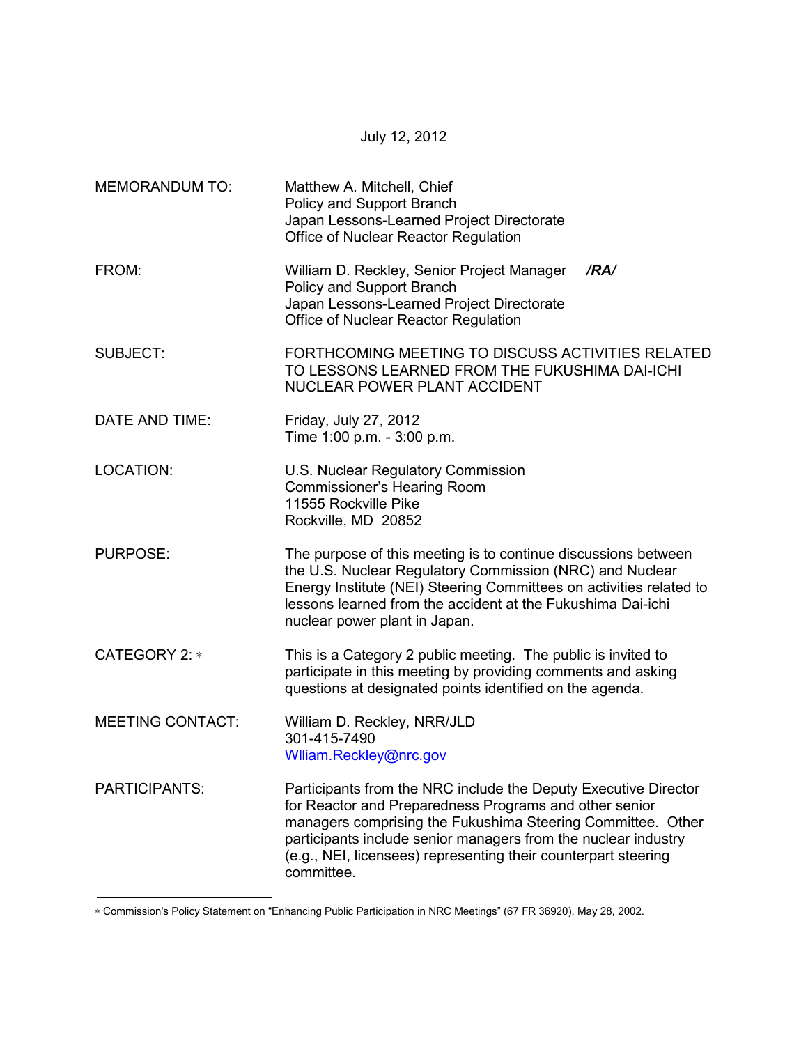July 12, 2012

| | |
|---|---|
| MEMORANDUM TO: | Matthew A. Mitchell, Chief<br>Policy and Support Branch<br>Japan Lessons-Learned Project Directorate<br>Office of Nuclear Reactor Regulation |
| FROM: | William D. Reckley, Senior Project Manager ***/RA/***<br>Policy and Support Branch<br>Japan Lessons-Learned Project Directorate<br>Office of Nuclear Reactor Regulation |
| SUBJECT: | FORTHCOMING MEETING TO DISCUSS ACTIVITIES RELATED TO LESSONS LEARNED FROM THE FUKUSHIMA DAI-ICHI NUCLEAR POWER PLANT ACCIDENT |
| DATE AND TIME: | Friday, July 27, 2012<br>Time 1:00 p.m. - 3:00 p.m. |
| LOCATION: | U.S. Nuclear Regulatory Commission<br>Commissioner's Hearing Room<br>11555 Rockville Pike<br>Rockville, MD 20852 |
| PURPOSE: | The purpose of this meeting is to continue discussions between the U.S. Nuclear Regulatory Commission (NRC) and Nuclear Energy Institute (NEI) Steering Committees on activities related to lessons learned from the accident at the Fukushima Dai-ichi nuclear power plant in Japan. |
| CATEGORY 2: * | This is a Category 2 public meeting. The public is invited to participate in this meeting by providing comments and asking questions at designated points identified on the agenda. |
| MEETING CONTACT: | William D. Reckley, NRR/JLD<br>301-415-7490<br>Wlliam.Reckley@nrc.gov |
| PARTICIPANTS: | Participants from the NRC include the Deputy Executive Director for Reactor and Preparedness Programs and other senior managers comprising the Fukushima Steering Committee. Other participants include senior managers from the nuclear industry (e.g., NEI, licensees) representing their counterpart steering committee. |

---

* Commission's Policy Statement on "Enhancing Public Participation in NRC Meetings" (67 FR 36920), May 28, 2002.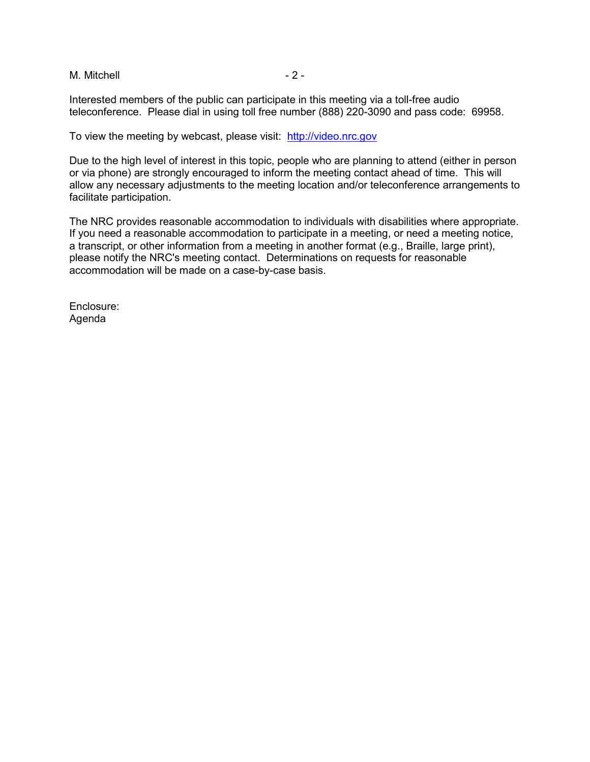Interested members of the public can participate in this meeting via a toll-free audio teleconference. Please dial in using toll free number (888) 220-3090 and pass code: 69958.

To view the meeting by webcast, please visit: [http://video.nrc.gov](http://video.nrc.gov)

Due to the high level of interest in this topic, people who are planning to attend (either in person or via phone) are strongly encouraged to inform the meeting contact ahead of time. This will allow any necessary adjustments to the meeting location and/or teleconference arrangements to facilitate participation.

The NRC provides reasonable accommodation to individuals with disabilities where appropriate. If you need a reasonable accommodation to participate in a meeting, or need a meeting notice, a transcript, or other information from a meeting in another format (e.g., Braille, large print), please notify the NRC's meeting contact. Determinations on requests for reasonable accommodation will be made on a case-by-case basis.

Enclosure:
Agenda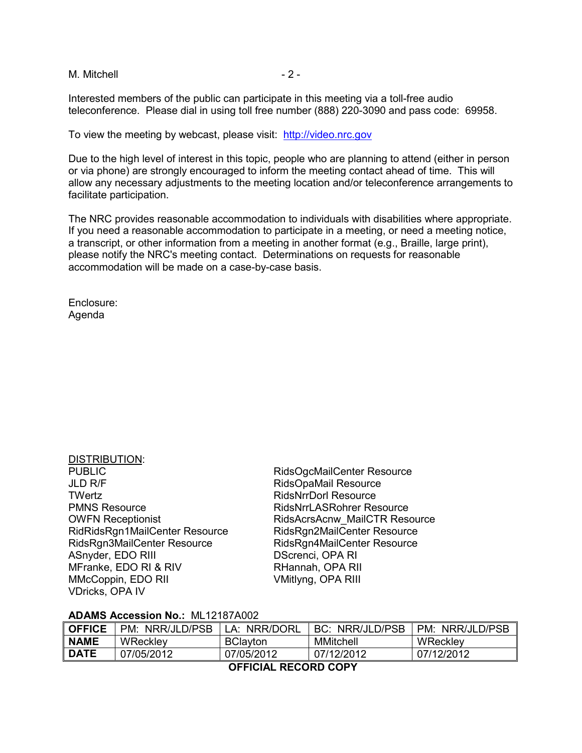Interested members of the public can participate in this meeting via a toll-free audio teleconference. Please dial in using toll free number (888) 220-3090 and pass code: 69958.

To view the meeting by webcast, please visit: http://video.nrc.gov

Due to the high level of interest in this topic, people who are planning to attend (either in person or via phone) are strongly encouraged to inform the meeting contact ahead of time. This will allow any necessary adjustments to the meeting location and/or teleconference arrangements to facilitate participation.

The NRC provides reasonable accommodation to individuals with disabilities where appropriate. If you need a reasonable accommodation to participate in a meeting, or need a meeting notice, a transcript, or other information from a meeting in another format (e.g., Braille, large print), please notify the NRC's meeting contact. Determinations on requests for reasonable accommodation will be made on a case-by-case basis.

Enclosure:
Agenda

DISTRIBUTION:

PUBLIC
JLD R/F
TWertz
PMNS Resource
OWFN Receptionist
RidRidsRgn1MailCenter Resource
RidsRgn3MailCenter Resource
ASnyder, EDO RIII
MFranke, EDO RI & RIV
MMcCoppin, EDO RII
VDricks, OPA IV
RidsOgcMailCenter Resource
RidsOpaMail Resource
RidsNrrDorl Resource
RidsNrrLASRohrer Resource
RidsAcrsAcnw_MailCTR Resource
RidsRgn2MailCenter Resource
RidsRgn4MailCenter Resource
DScrenci, OPA RI
RHannah, OPA RII
VMitlyng, OPA RIII

**ADAMS Accession No.:** ML12187A002

| **OFFICE** | PM: NRR/JLD/PSB | LA: NRR/DORL | BC: NRR/JLD/PSB | PM: NRR/JLD/PSB |
|---|---|---|---|---|
| **NAME** | WReckley | BClayton | MMitchell | WReckley |
| **DATE** | 07/05/2012 | 07/05/2012 | 07/12/2012 | 07/12/2012 |

**OFFICIAL RECORD COPY**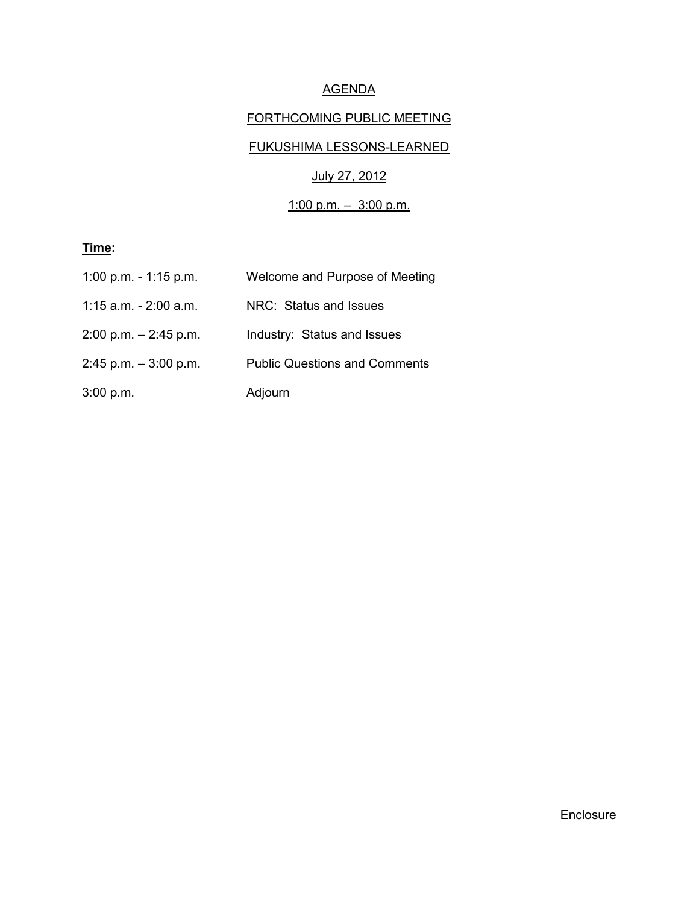AGENDA

FORTHCOMING PUBLIC MEETING

FUKUSHIMA LESSONS-LEARNED

July 27, 2012

1:00 p.m. – 3:00 p.m.

**Time:**

| | |
|---|---|
| 1:00 p.m. - 1:15 p.m. | Welcome and Purpose of Meeting |
| 1:15 a.m. - 2:00 a.m. | NRC: Status and Issues |
| 2:00 p.m. – 2:45 p.m. | Industry: Status and Issues |
| 2:45 p.m. – 3:00 p.m. | Public Questions and Comments |
| 3:00 p.m. | Adjourn |

Enclosure